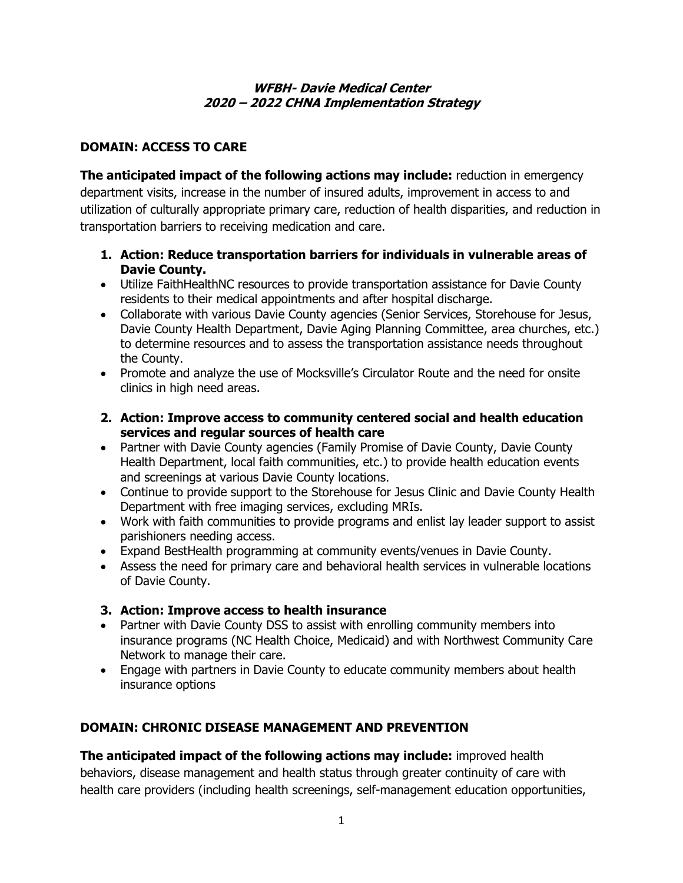# ***WFBH- Davie Medical Center***
# ***2020 – 2022 CHNA Implementation Strategy***

## DOMAIN: ACCESS TO CARE

**The anticipated impact of the following actions may include:** reduction in emergency department visits, increase in the number of insured adults, improvement in access to and utilization of culturally appropriate primary care, reduction of health disparities, and reduction in transportation barriers to receiving medication and care.

1. **Action: Reduce transportation barriers for individuals in vulnerable areas of Davie County.**

- Utilize FaithHealthNC resources to provide transportation assistance for Davie County residents to their medical appointments and after hospital discharge.
- Collaborate with various Davie County agencies (Senior Services, Storehouse for Jesus, Davie County Health Department, Davie Aging Planning Committee, area churches, etc.) to determine resources and to assess the transportation assistance needs throughout the County.
- Promote and analyze the use of Mocksville's Circulator Route and the need for onsite clinics in high need areas.

2. **Action: Improve access to community centered social and health education services and regular sources of health care**

- Partner with Davie County agencies (Family Promise of Davie County, Davie County Health Department, local faith communities, etc.) to provide health education events and screenings at various Davie County locations.
- Continue to provide support to the Storehouse for Jesus Clinic and Davie County Health Department with free imaging services, excluding MRIs.
- Work with faith communities to provide programs and enlist lay leader support to assist parishioners needing access.
- Expand BestHealth programming at community events/venues in Davie County.
- Assess the need for primary care and behavioral health services in vulnerable locations of Davie County.

3. **Action: Improve access to health insurance**

- Partner with Davie County DSS to assist with enrolling community members into insurance programs (NC Health Choice, Medicaid) and with Northwest Community Care Network to manage their care.
- Engage with partners in Davie County to educate community members about health insurance options

## DOMAIN: CHRONIC DISEASE MANAGEMENT AND PREVENTION

**The anticipated impact of the following actions may include:** improved health behaviors, disease management and health status through greater continuity of care with health care providers (including health screenings, self-management education opportunities,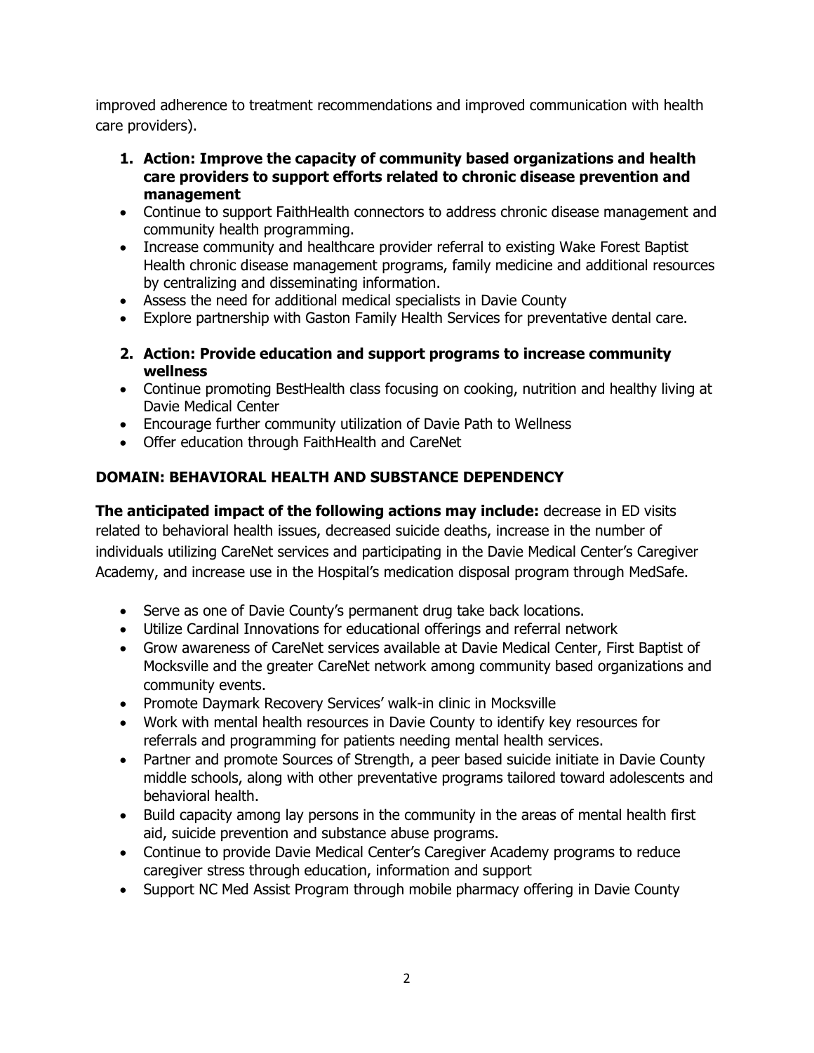improved adherence to treatment recommendations and improved communication with health care providers).

1. **Action: Improve the capacity of community based organizations and health care providers to support efforts related to chronic disease prevention and management**

- Continue to support FaithHealth connectors to address chronic disease management and community health programming.
- Increase community and healthcare provider referral to existing Wake Forest Baptist Health chronic disease management programs, family medicine and additional resources by centralizing and disseminating information.
- Assess the need for additional medical specialists in Davie County
- Explore partnership with Gaston Family Health Services for preventative dental care.

2. **Action: Provide education and support programs to increase community wellness**

- Continue promoting BestHealth class focusing on cooking, nutrition and healthy living at Davie Medical Center
- Encourage further community utilization of Davie Path to Wellness
- Offer education through FaithHealth and CareNet

## DOMAIN: BEHAVIORAL HEALTH AND SUBSTANCE DEPENDENCY

**The anticipated impact of the following actions may include:** decrease in ED visits related to behavioral health issues, decreased suicide deaths, increase in the number of individuals utilizing CareNet services and participating in the Davie Medical Center's Caregiver Academy, and increase use in the Hospital's medication disposal program through MedSafe.

- Serve as one of Davie County's permanent drug take back locations.
- Utilize Cardinal Innovations for educational offerings and referral network
- Grow awareness of CareNet services available at Davie Medical Center, First Baptist of Mocksville and the greater CareNet network among community based organizations and community events.
- Promote Daymark Recovery Services' walk-in clinic in Mocksville
- Work with mental health resources in Davie County to identify key resources for referrals and programming for patients needing mental health services.
- Partner and promote Sources of Strength, a peer based suicide initiate in Davie County middle schools, along with other preventative programs tailored toward adolescents and behavioral health.
- Build capacity among lay persons in the community in the areas of mental health first aid, suicide prevention and substance abuse programs.
- Continue to provide Davie Medical Center's Caregiver Academy programs to reduce caregiver stress through education, information and support
- Support NC Med Assist Program through mobile pharmacy offering in Davie County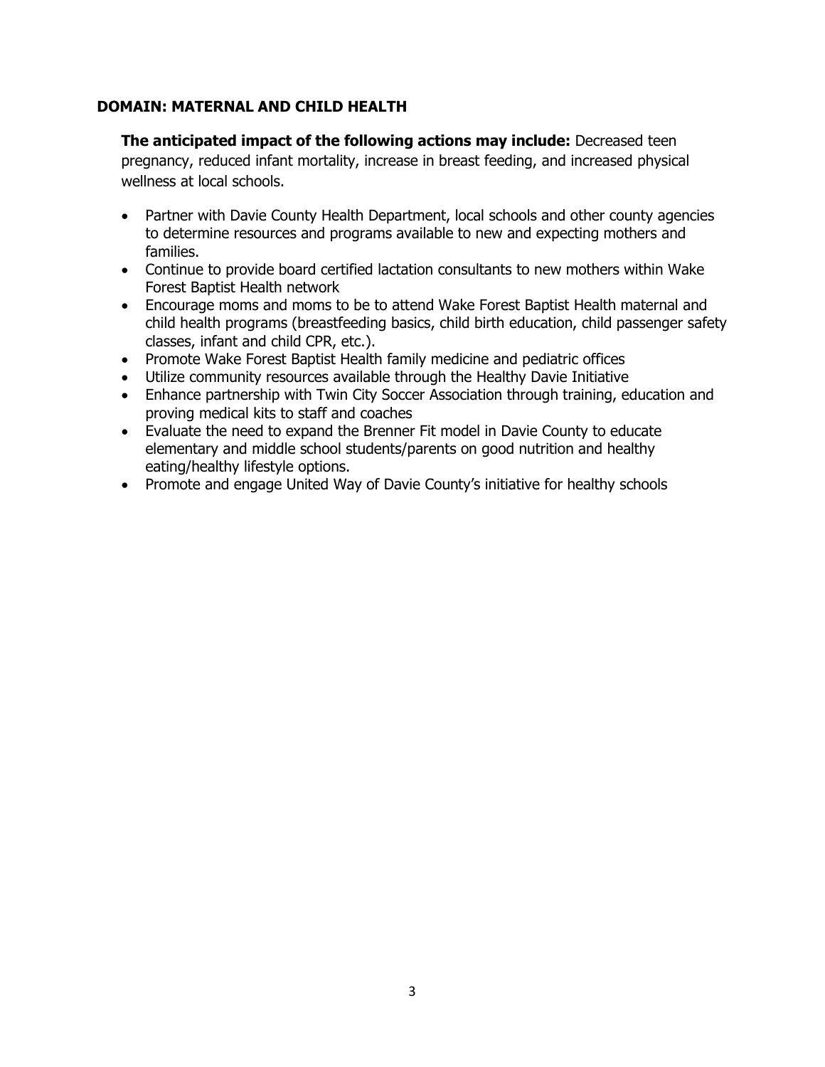## DOMAIN: MATERNAL AND CHILD HEALTH

**The anticipated impact of the following actions may include:** Decreased teen pregnancy, reduced infant mortality, increase in breast feeding, and increased physical wellness at local schools.

- Partner with Davie County Health Department, local schools and other county agencies to determine resources and programs available to new and expecting mothers and families.
- Continue to provide board certified lactation consultants to new mothers within Wake Forest Baptist Health network
- Encourage moms and moms to be to attend Wake Forest Baptist Health maternal and child health programs (breastfeeding basics, child birth education, child passenger safety classes, infant and child CPR, etc.).
- Promote Wake Forest Baptist Health family medicine and pediatric offices
- Utilize community resources available through the Healthy Davie Initiative
- Enhance partnership with Twin City Soccer Association through training, education and proving medical kits to staff and coaches
- Evaluate the need to expand the Brenner Fit model in Davie County to educate elementary and middle school students/parents on good nutrition and healthy eating/healthy lifestyle options.
- Promote and engage United Way of Davie County's initiative for healthy schools